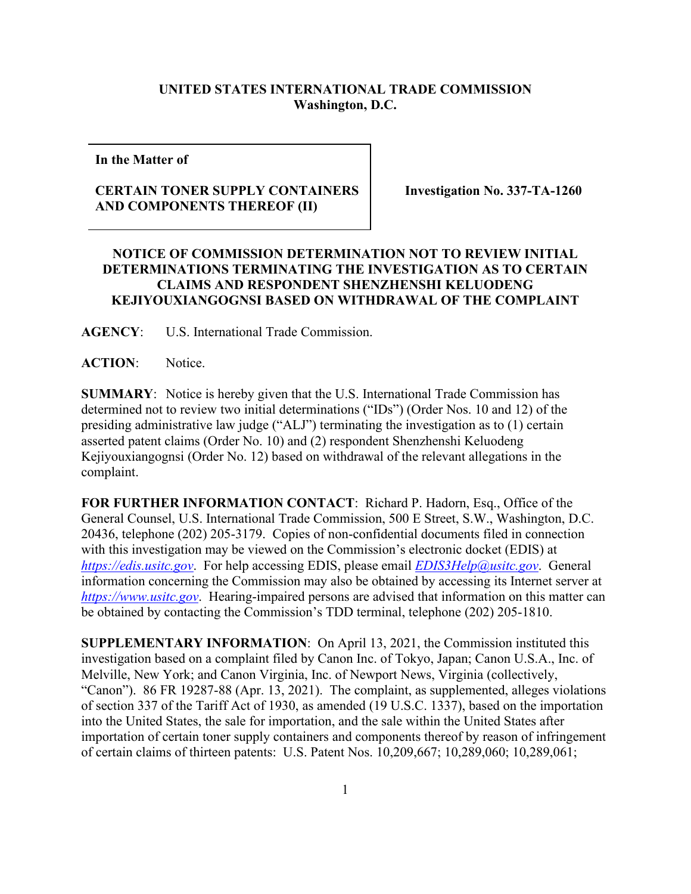**UNITED STATES INTERNATIONAL TRADE COMMISSION**
**Washington, D.C.**

| **In the Matter of**<br><br>**CERTAIN TONER SUPPLY CONTAINERS AND COMPONENTS THEREOF (II)** | **Investigation No. 337-TA-1260** |
|---|---|

## NOTICE OF COMMISSION DETERMINATION NOT TO REVIEW INITIAL DETERMINATIONS TERMINATING THE INVESTIGATION AS TO CERTAIN CLAIMS AND RESPONDENT SHENZHENSHI KELUODENG KEJIYOUXIANGOGNSI BASED ON WITHDRAWAL OF THE COMPLAINT

**AGENCY**: U.S. International Trade Commission.

**ACTION**: Notice.

**SUMMARY**: Notice is hereby given that the U.S. International Trade Commission has determined not to review two initial determinations ("IDs") (Order Nos. 10 and 12) of the presiding administrative law judge ("ALJ") terminating the investigation as to (1) certain asserted patent claims (Order No. 10) and (2) respondent Shenzhenshi Keluodeng Kejiyouxiangognsi (Order No. 12) based on withdrawal of the relevant allegations in the complaint.

**FOR FURTHER INFORMATION CONTACT**: Richard P. Hadorn, Esq., Office of the General Counsel, U.S. International Trade Commission, 500 E Street, S.W., Washington, D.C. 20436, telephone (202) 205-3179. Copies of non-confidential documents filed in connection with this investigation may be viewed on the Commission's electronic docket (EDIS) at *https://edis.usitc.gov*. For help accessing EDIS, please email *EDIS3Help@usitc.gov*. General information concerning the Commission may also be obtained by accessing its Internet server at *https://www.usitc.gov*. Hearing-impaired persons are advised that information on this matter can be obtained by contacting the Commission's TDD terminal, telephone (202) 205-1810.

**SUPPLEMENTARY INFORMATION**: On April 13, 2021, the Commission instituted this investigation based on a complaint filed by Canon Inc. of Tokyo, Japan; Canon U.S.A., Inc. of Melville, New York; and Canon Virginia, Inc. of Newport News, Virginia (collectively, "Canon"). 86 FR 19287-88 (Apr. 13, 2021). The complaint, as supplemented, alleges violations of section 337 of the Tariff Act of 1930, as amended (19 U.S.C. 1337), based on the importation into the United States, the sale for importation, and the sale within the United States after importation of certain toner supply containers and components thereof by reason of infringement of certain claims of thirteen patents: U.S. Patent Nos. 10,209,667; 10,289,060; 10,289,061;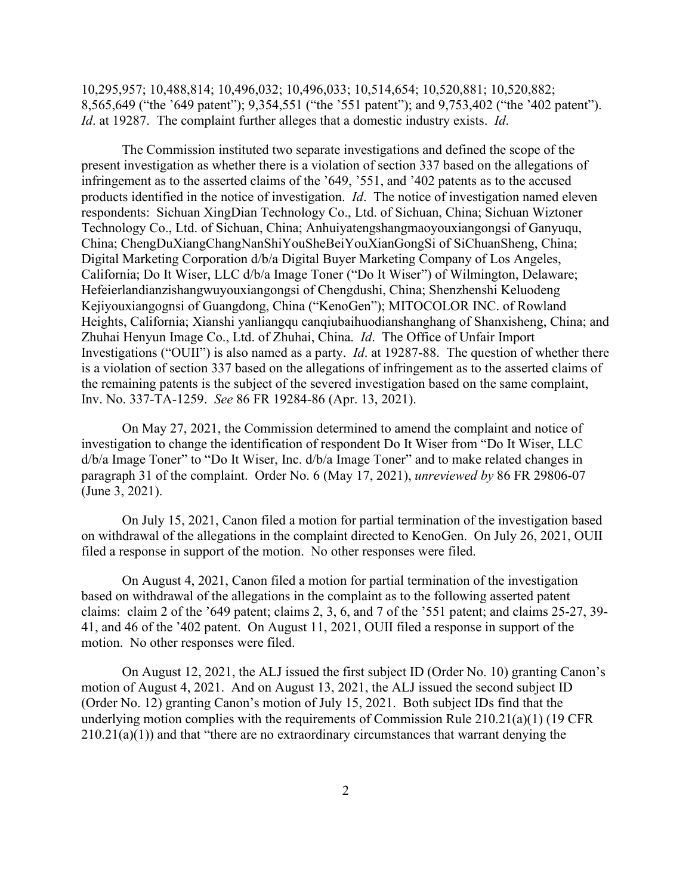10,295,957; 10,488,814; 10,496,032; 10,496,033; 10,514,654; 10,520,881; 10,520,882; 8,565,649 ("the '649 patent"); 9,354,551 ("the '551 patent"); and 9,753,402 ("the '402 patent"). *Id*. at 19287. The complaint further alleges that a domestic industry exists. *Id*.

The Commission instituted two separate investigations and defined the scope of the present investigation as whether there is a violation of section 337 based on the allegations of infringement as to the asserted claims of the '649, '551, and '402 patents as to the accused products identified in the notice of investigation. *Id*. The notice of investigation named eleven respondents: Sichuan XingDian Technology Co., Ltd. of Sichuan, China; Sichuan Wiztoner Technology Co., Ltd. of Sichuan, China; Anhuiyatengshangmaoyouxiangongsi of Ganyuqu, China; ChengDuXiangChangNanShiYouSheBeiYouXianGongSi of SiChuanSheng, China; Digital Marketing Corporation d/b/a Digital Buyer Marketing Company of Los Angeles, California; Do It Wiser, LLC d/b/a Image Toner ("Do It Wiser") of Wilmington, Delaware; Hefeierlandianzishangwuyouxiangongsi of Chengdushi, China; Shenzhenshi Keluodeng Kejiyouxiangognsi of Guangdong, China ("KenoGen"); MITOCOLOR INC. of Rowland Heights, California; Xianshi yanliangqu canqiubaihuodianshanghang of Shanxisheng, China; and Zhuhai Henyun Image Co., Ltd. of Zhuhai, China. *Id*. The Office of Unfair Import Investigations ("OUII") is also named as a party. *Id*. at 19287-88. The question of whether there is a violation of section 337 based on the allegations of infringement as to the asserted claims of the remaining patents is the subject of the severed investigation based on the same complaint, Inv. No. 337-TA-1259. *See* 86 FR 19284-86 (Apr. 13, 2021).

On May 27, 2021, the Commission determined to amend the complaint and notice of investigation to change the identification of respondent Do It Wiser from "Do It Wiser, LLC d/b/a Image Toner" to "Do It Wiser, Inc. d/b/a Image Toner" and to make related changes in paragraph 31 of the complaint. Order No. 6 (May 17, 2021), *unreviewed by* 86 FR 29806-07 (June 3, 2021).

On July 15, 2021, Canon filed a motion for partial termination of the investigation based on withdrawal of the allegations in the complaint directed to KenoGen. On July 26, 2021, OUII filed a response in support of the motion. No other responses were filed.

On August 4, 2021, Canon filed a motion for partial termination of the investigation based on withdrawal of the allegations in the complaint as to the following asserted patent claims: claim 2 of the '649 patent; claims 2, 3, 6, and 7 of the '551 patent; and claims 25-27, 39-41, and 46 of the '402 patent. On August 11, 2021, OUII filed a response in support of the motion. No other responses were filed.

On August 12, 2021, the ALJ issued the first subject ID (Order No. 10) granting Canon's motion of August 4, 2021. And on August 13, 2021, the ALJ issued the second subject ID (Order No. 12) granting Canon's motion of July 15, 2021. Both subject IDs find that the underlying motion complies with the requirements of Commission Rule 210.21(a)(1) (19 CFR 210.21(a)(1)) and that "there are no extraordinary circumstances that warrant denying the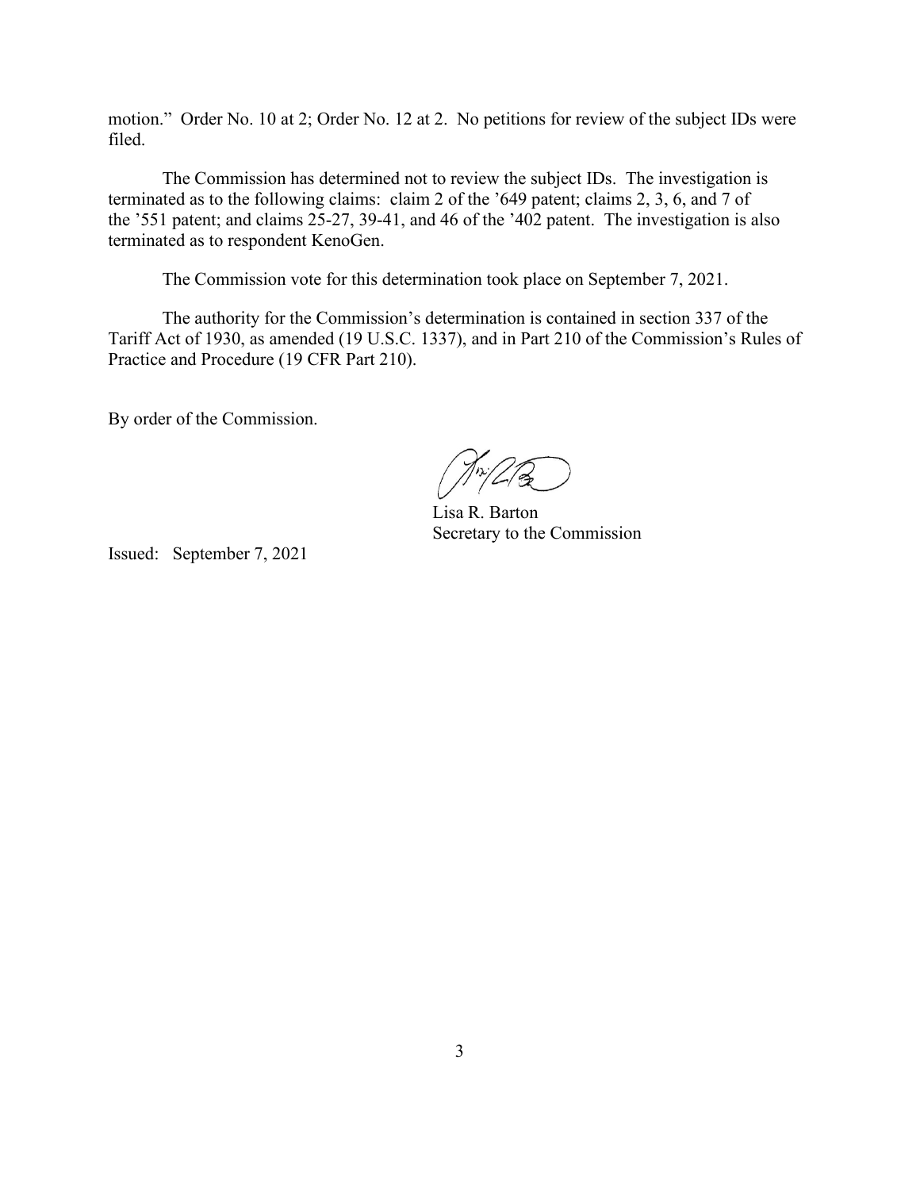motion." Order No. 10 at 2; Order No. 12 at 2. No petitions for review of the subject IDs were filed.

The Commission has determined not to review the subject IDs. The investigation is terminated as to the following claims: claim 2 of the '649 patent; claims 2, 3, 6, and 7 of the '551 patent; and claims 25-27, 39-41, and 46 of the '402 patent. The investigation is also terminated as to respondent KenoGen.

The Commission vote for this determination took place on September 7, 2021.

The authority for the Commission's determination is contained in section 337 of the Tariff Act of 1930, as amended (19 U.S.C. 1337), and in Part 210 of the Commission's Rules of Practice and Procedure (19 CFR Part 210).

By order of the Commission.

Lisa R. Barton
Secretary to the Commission

Issued: September 7, 2021